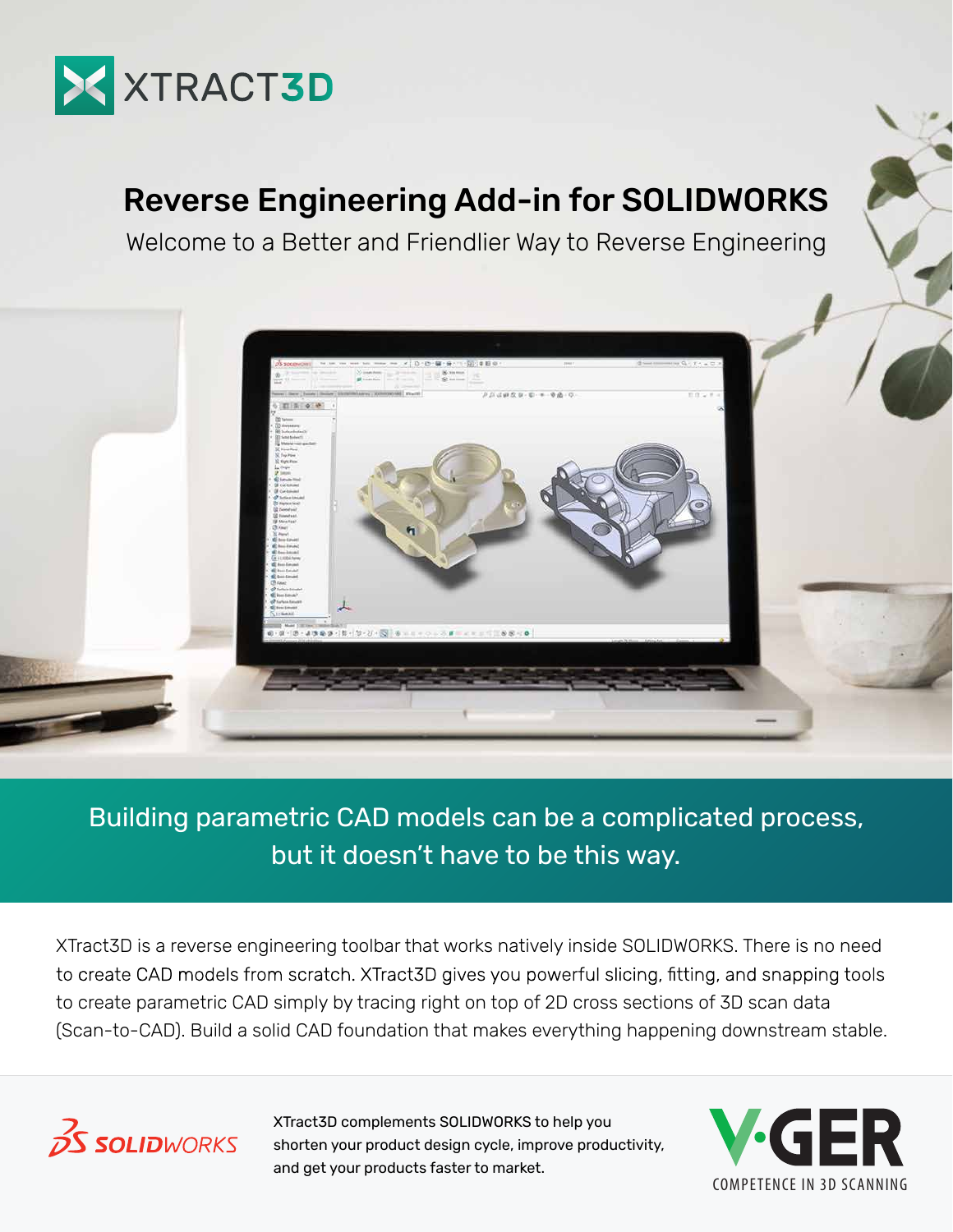XTRACT3D

# Reverse Engineering Add-in for SOLIDWORKS

Welcome to a Better and Friendlier Way to Reverse Engineering

## Building parametric CAD models can be a complicated process, but it doesn't have to be this way.

XTract3D is a reverse engineering toolbar that works natively inside SOLIDWORKS. There is no need to create CAD models from scratch. XTract3D gives you powerful slicing, fitting, and snapping tools to create parametric CAD simply by tracing right on top of 2D cross sections of 3D scan data (Scan-to-CAD). Build a solid CAD foundation that makes everything happening downstream stable.

SOLIDWORKS

XTract3D complements SOLIDWORKS to help you shorten your product design cycle, improve productivity, and get your products faster to market.

V·GER

COMPETENCE IN 3D SCANNING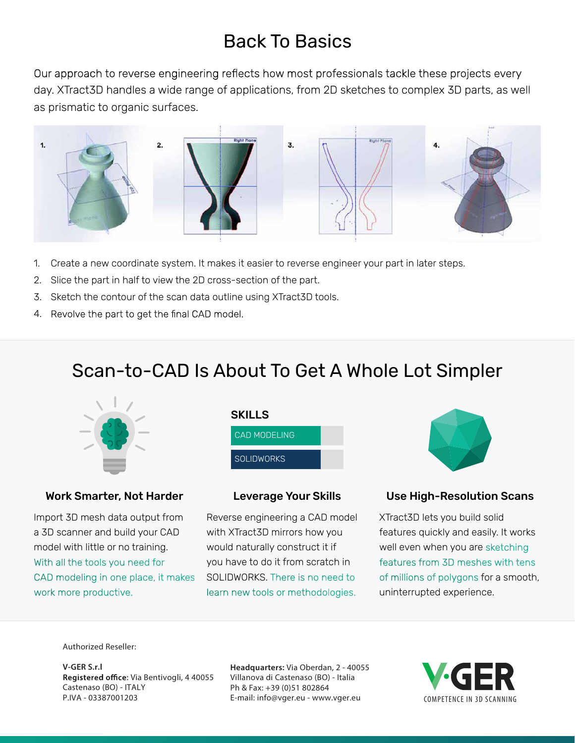# Back To Basics

Our approach to reverse engineering reflects how most professionals tackle these projects every day. XTract3D handles a wide range of applications, from 2D sketches to complex 3D parts, as well as prismatic to organic surfaces.

1. Create a new coordinate system. It makes it easier to reverse engineer your part in later steps.
2. Slice the part in half to view the 2D cross-section of the part.
3. Sketch the contour of the scan data outline using XTract3D tools.
4. Revolve the part to get the final CAD model.

# Scan-to-CAD Is About To Get A Whole Lot Simpler

**SKILLS**

CAD MODELING

SOLIDWORKS

### Work Smarter, Not Harder

Import 3D mesh data output from a 3D scanner and build your CAD model with little or no training. With all the tools you need for CAD modeling in one place, it makes work more productive.

### Leverage Your Skills

Reverse engineering a CAD model with XTract3D mirrors how you would naturally construct it if you have to do it from scratch in SOLIDWORKS. There is no need to learn new tools or methodologies.

### Use High-Resolution Scans

XTract3D lets you build solid features quickly and easily. It works well even when you are sketching features from 3D meshes with tens of millions of polygons for a smooth, uninterrupted experience.

Authorized Reseller:

**V-GER S.r.l**
**Registered office**: Via Bentivogli, 4 40055 Castenaso (BO) - ITALY
P.IVA - 03387001203

**Headquarters:** Via Oberdan, 2 - 40055 Villanova di Castenaso (BO) - Italia
Ph & Fax: +39 (0)51 802864
E-mail: info@vger.eu - www.vger.eu

V·GER
COMPETENCE IN 3D SCANNING